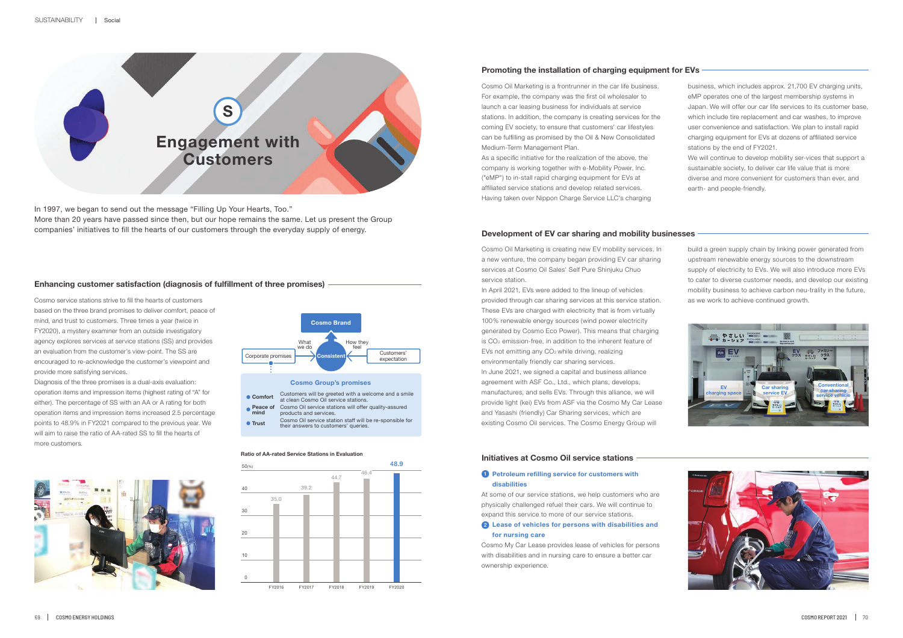# Engagement with Customers

In 1997, we began to send out the message "Filling Up Your Hearts, Too."
More than 20 years have passed since then, but our hope remains the same. Let us present the Group companies' initiatives to fill the hearts of our customers through the everyday supply of energy.

## Enhancing customer satisfaction (diagnosis of fulfillment of three promises)

Cosmo service stations strive to fill the hearts of customers based on the three brand promises to deliver comfort, peace of mind, and trust to customers. Three times a year (twice in FY2020), a mystery examiner from an outside investigatory agency explores services at service stations (SS) and provides an evaluation from the customer's view-point. The SS are encouraged to re-acknowledge the customer's viewpoint and provide more satisfying services.

Diagnosis of the three promises is a dual-axis evaluation: operation items and impression items (highest rating of "A" for either). The percentage of SS with an AA or A rating for both operation items and impression items increased 2.5 percentage points to 48.9% in FY2021 compared to the previous year. We will aim to raise the ratio of AA-rated SS to fill the hearts of more customers.

Cosmo Brand

Corporate promises — What we do — Consistent — How they feel — Customers' expectation

**Cosmo Group's promises**

- **Comfort**: Customers will be greeted with a welcome and a smile at clean Cosmo Oil service stations.
- **Peace of mind**: Cosmo Oil service stations will offer quality-assured products and services.
- **Trust**: Cosmo Oil service station staff will be re-sponsible for their answers to customers' queries.

**Ratio of AA-rated Service Stations in Evaluation**

50(%)
40
30
20
10
0

35.0
39.2
44.7
46.4
48.9

FY2016
FY2017
FY2018
FY2019
FY2020

## Promoting the installation of charging equipment for EVs

Cosmo Oil Marketing is a frontrunner in the car life business. For example, the company was the first oil wholesaler to launch a car leasing business for individuals at service stations. In addition, the company is creating services for the coming EV society, to ensure that customers' car lifestyles can be fulfilling as promised by the Oil & New Consolidated Medium-Term Management Plan.

As a specific initiative for the realization of the above, the company is working together with e-Mobility Power, Inc. ("eMP") to in-stall rapid charging equipment for EVs at affiliated service stations and develop related services. Having taken over Nippon Charge Service LLC's charging business, which includes approx. 21,700 EV charging units, eMP operates one of the largest membership systems in Japan. We will offer our car life services to its customer base, which include tire replacement and car washes, to improve user convenience and satisfaction. We plan to install rapid charging equipment for EVs at dozens of affiliated service stations by the end of FY2021.

We will continue to develop mobility ser-vices that support a sustainable society, to deliver car life value that is more diverse and more convenient for customers than ever, and earth- and people-friendly.

## Development of EV car sharing and mobility businesses

Cosmo Oil Marketing is creating new EV mobility services. In a new venture, the company began providing EV car sharing services at Cosmo Oil Sales' Self Pure Shinjuku Chuo service station.

In April 2021, EVs were added to the lineup of vehicles provided through car sharing services at this service station. These EVs are charged with electricity that is from virtually 100% renewable energy sources (wind power electricity generated by Cosmo Eco Power). This means that charging is $CO_2$ emission-free, in addition to the inherent feature of EVs not emitting any $CO_2$ while driving, realizing environmentally friendly car sharing services.

In June 2021, we signed a capital and business alliance agreement with ASF Co., Ltd., which plans, develops, manufactures, and sells EVs. Through this alliance, we will provide light (kei) EVs from ASF via the Cosmo My Car Lease and Yasashi (friendly) Car Sharing services, which are existing Cosmo Oil services. The Cosmo Energy Group will build a green supply chain by linking power generated from upstream renewable energy sources to the downstream supply of electricity to EVs. We will also introduce more EVs to cater to diverse customer needs, and develop our existing mobility business to achieve carbon neu-trality in the future, as we work to achieve continued growth.

EV charging space
Car sharing service EV
Conventional car sharing service vehicle

## Initiatives at Cosmo Oil service stations

### 1 Petroleum refilling service for customers with disabilities

At some of our service stations, we help customers who are physically challenged refuel their cars. We will continue to expand this service to more of our service stations.

### 2 Lease of vehicles for persons with disabilities and for nursing care

Cosmo My Car Lease provides lease of vehicles for persons with disabilities and in nursing care to ensure a better car ownership experience.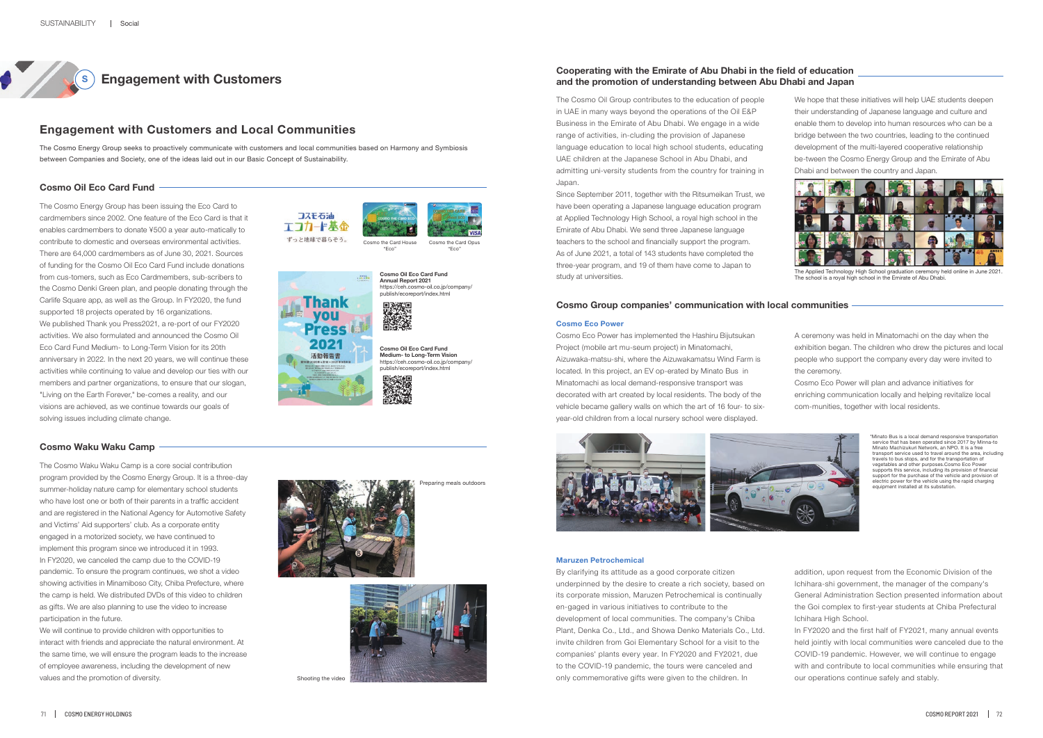# Engagement with Customers

## Engagement with Customers and Local Communities

The Cosmo Energy Group seeks to proactively communicate with customers and local communities based on Harmony and Symbiosis between Companies and Society, one of the ideas laid out in our Basic Concept of Sustainability.

### Cosmo Oil Eco Card Fund

The Cosmo Energy Group has been issuing the Eco Card to cardmembers since 2002. One feature of the Eco Card is that it enables cardmembers to donate ¥500 a year auto-matically to contribute to domestic and overseas environmental activities. There are 64,000 cardmembers as of June 30, 2021. Sources of funding for the Cosmo Oil Eco Card Fund include donations from cus-tomers, such as Eco Cardmembers, sub-scribers to the Cosmo Denki Green plan, and people donating through the Carlife Square app, as well as the Group. In FY2020, the fund supported 18 projects operated by 16 organizations.

We published Thank you Press2021, a re-port of our FY2020 activities. We also formulated and announced the Cosmo Oil Eco Card Fund Medium- to Long-Term Vision for its 20th anniversary in 2022. In the next 20 years, we will continue these activities while continuing to value and develop our ties with our members and partner organizations, to ensure that our slogan, "Living on the Earth Forever," be-comes a reality, and our visions are achieved, as we continue towards our goals of solving issues including climate change.

コスモ石油 エコカード基金
ずっと地球で暮らそう。

Cosmo the Card House "Eco"

Cosmo the Card Opus "Eco"

**Cosmo Oil Eco Card Fund Annual Report 2021**
https://ceh.cosmo-oil.co.jp/company/publish/ecoreport/index.html

**Cosmo Oil Eco Card Fund Medium- to Long-Term Vision**
https://ceh.cosmo-oil.co.jp/company/publish/ecoreport/index.html

### Cosmo Waku Waku Camp

The Cosmo Waku Waku Camp is a core social contribution program provided by the Cosmo Energy Group. It is a three-day summer-holiday nature camp for elementary school students who have lost one or both of their parents in a traffic accident and are registered in the National Agency for Automotive Safety and Victims' Aid supporters' club. As a corporate entity engaged in a motorized society, we have continued to implement this program since we introduced it in 1993.

In FY2020, we canceled the camp due to the COVID-19 pandemic. To ensure the program continues, we shot a video showing activities in Minamiboso City, Chiba Prefecture, where the camp is held. We distributed DVDs of this video to children as gifts. We are also planning to use the video to increase participation in the future.

We will continue to provide children with opportunities to interact with friends and appreciate the natural environment. At the same time, we will ensure the program leads to the increase of employee awareness, including the development of new values and the promotion of diversity.

Preparing meals outdoors

Shooting the video

### Cooperating with the Emirate of Abu Dhabi in the field of education and the promotion of understanding between Abu Dhabi and Japan

The Cosmo Oil Group contributes to the education of people in UAE in many ways beyond the operations of the Oil E&P Business in the Emirate of Abu Dhabi. We engage in a wide range of activities, in-cluding the provision of Japanese language education to local high school students, educating UAE children at the Japanese School in Abu Dhabi, and admitting uni-versity students from the country for training in Japan.

Since September 2011, together with the Ritsumeikan Trust, we have been operating a Japanese language education program at Applied Technology High School, a royal high school in the Emirate of Abu Dhabi. We send three Japanese language teachers to the school and financially support the program.

As of June 2021, a total of 143 students have completed the three-year program, and 19 of them have come to Japan to study at universities.

We hope that these initiatives will help UAE students deepen their understanding of Japanese language and culture and enable them to develop into human resources who can be a bridge between the two countries, leading to the continued development of the multi-layered cooperative relationship be-tween the Cosmo Energy Group and the Emirate of Abu Dhabi and between the country and Japan.

The Applied Technology High School graduation ceremony held online in June 2021. The school is a royal high school in the Emirate of Abu Dhabi.

### Cosmo Group companies' communication with local communities

#### Cosmo Eco Power

Cosmo Eco Power has implemented the Hashiru Bijutsukan Project (mobile art mu-seum project) in Minatomachi, Aizuwaka-matsu-shi, where the Aizuwakamatsu Wind Farm is located. In this project, an EV op-erated by Minato Bus in Minatomachi as local demand-responsive transport was decorated with art created by local residents. The body of the vehicle became gallery walls on which the art of 16 four- to six-year-old children from a local nursery school were displayed.

A ceremony was held in Minatomachi on the day when the exhibition began. The children who drew the pictures and local people who support the company every day were invited to the ceremony.

Cosmo Eco Power will plan and advance initiatives for enriching communication locally and helping revitalize local com-munities, together with local residents.

*Minato Bus is a local demand responsive transportation service that has been operated since 2017 by Minna-to Minato Machizukuri Network, an NPO. It is a free transport service used to travel around the area, including travels to bus stops, and for the transportation of vegetables and other purposes.Cosmo Eco Power supports this service, including its provision of financial support for the purchase of the vehicle and provision of electric power for the vehicle using the rapid charging equipment installed at its substation.

#### Maruzen Petrochemical

By clarifying its attitude as a good corporate citizen underpinned by the desire to create a rich society, based on its corporate mission, Maruzen Petrochemical is continually en-gaged in various initiatives to contribute to the development of local communities. The company's Chiba Plant, Denka Co., Ltd., and Showa Denko Materials Co., Ltd. invite children from Goi Elementary School for a visit to the companies' plants every year. In FY2020 and FY2021, due to the COVID-19 pandemic, the tours were canceled and only commemorative gifts were given to the children. In addition, upon request from the Economic Division of the Ichihara-shi government, the manager of the company's General Administration Section presented information about the Goi complex to first-year students at Chiba Prefectural Ichihara High School.

In FY2020 and the first half of FY2021, many annual events held jointly with local communities were canceled due to the COVID-19 pandemic. However, we will continue to engage with and contribute to local communities while ensuring that our operations continue safely and stably.